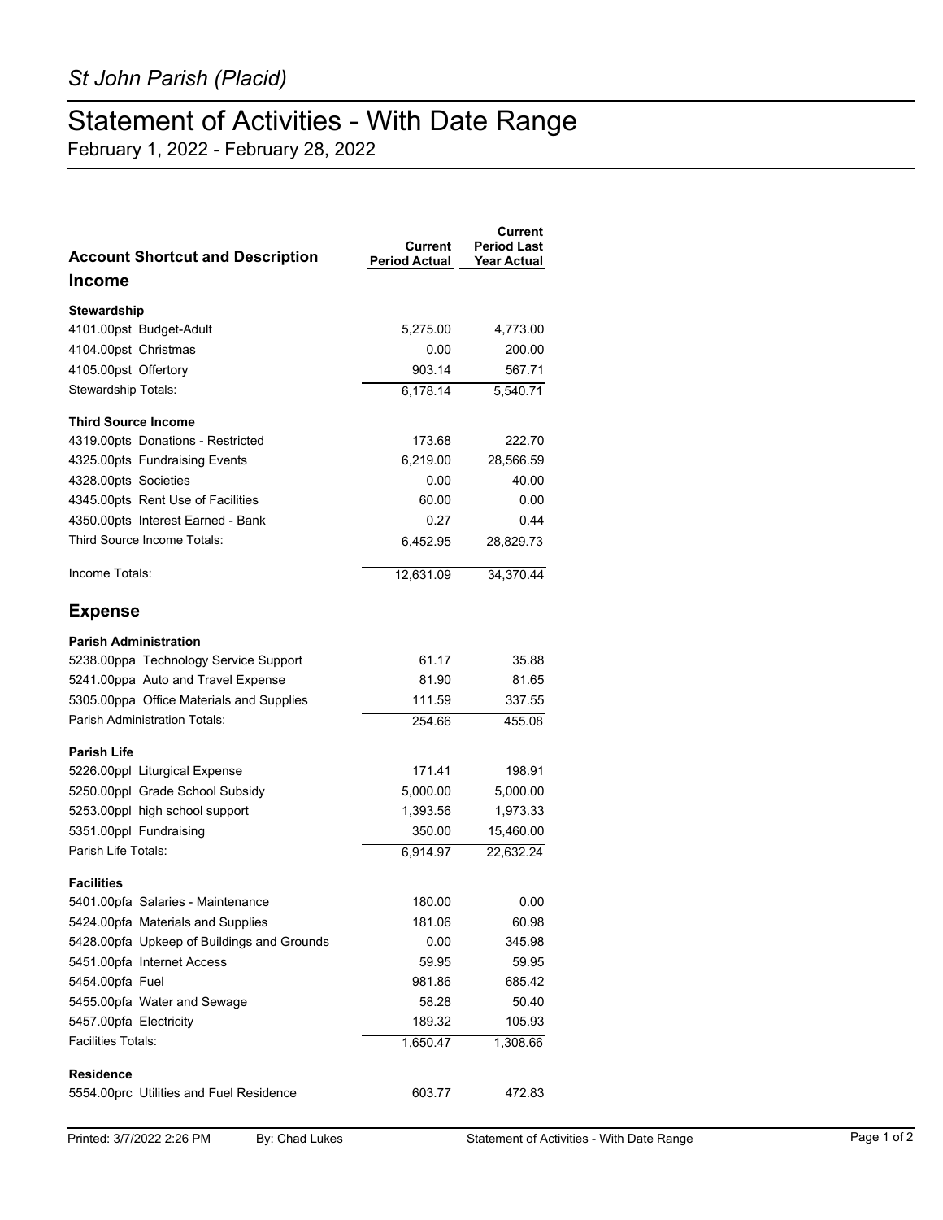*St John Parish (Placid)*

# Statement of Activities - With Date Range

February 1, 2022 - February 28, 2022

| Account Shortcut and Description | Current Period Actual | Current Period Last Year Actual |
|---|---|---|
| **Income** | | |
| **Stewardship** | | |
| 4101.00pst Budget-Adult | 5,275.00 | 4,773.00 |
| 4104.00pst Christmas | 0.00 | 200.00 |
| 4105.00pst Offertory | 903.14 | 567.71 |
| Stewardship Totals: | 6,178.14 | 5,540.71 |
| **Third Source Income** | | |
| 4319.00pts Donations - Restricted | 173.68 | 222.70 |
| 4325.00pts Fundraising Events | 6,219.00 | 28,566.59 |
| 4328.00pts Societies | 0.00 | 40.00 |
| 4345.00pts Rent Use of Facilities | 60.00 | 0.00 |
| 4350.00pts Interest Earned - Bank | 0.27 | 0.44 |
| Third Source Income Totals: | 6,452.95 | 28,829.73 |
| Income Totals: | 12,631.09 | 34,370.44 |
| **Expense** | | |
| **Parish Administration** | | |
| 5238.00ppa Technology Service Support | 61.17 | 35.88 |
| 5241.00ppa Auto and Travel Expense | 81.90 | 81.65 |
| 5305.00ppa Office Materials and Supplies | 111.59 | 337.55 |
| Parish Administration Totals: | 254.66 | 455.08 |
| **Parish Life** | | |
| 5226.00ppl Liturgical Expense | 171.41 | 198.91 |
| 5250.00ppl Grade School Subsidy | 5,000.00 | 5,000.00 |
| 5253.00ppl high school support | 1,393.56 | 1,973.33 |
| 5351.00ppl Fundraising | 350.00 | 15,460.00 |
| Parish Life Totals: | 6,914.97 | 22,632.24 |
| **Facilities** | | |
| 5401.00pfa Salaries - Maintenance | 180.00 | 0.00 |
| 5424.00pfa Materials and Supplies | 181.06 | 60.98 |
| 5428.00pfa Upkeep of Buildings and Grounds | 0.00 | 345.98 |
| 5451.00pfa Internet Access | 59.95 | 59.95 |
| 5454.00pfa Fuel | 981.86 | 685.42 |
| 5455.00pfa Water and Sewage | 58.28 | 50.40 |
| 5457.00pfa Electricity | 189.32 | 105.93 |
| Facilities Totals: | 1,650.47 | 1,308.66 |
| **Residence** | | |
| 5554.00prc Utilities and Fuel Residence | 603.77 | 472.83 |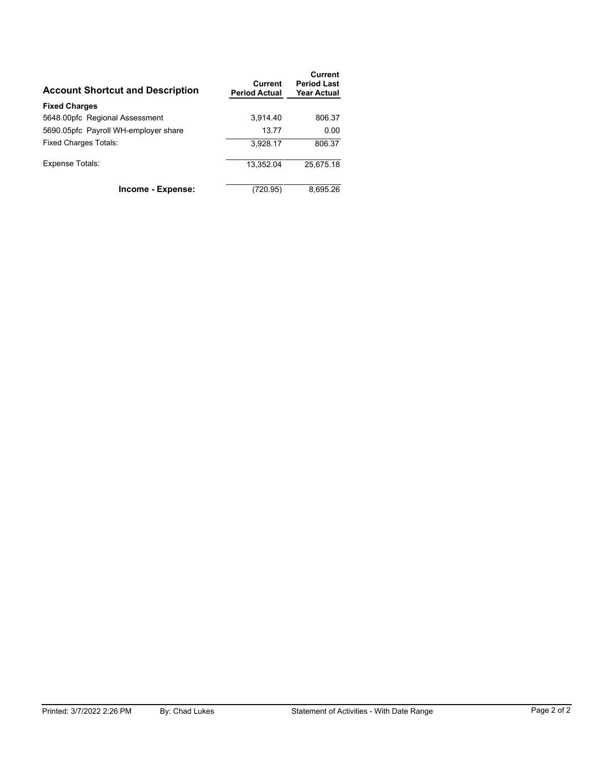| Account Shortcut and Description | Current Period Actual | Current Period Last Year Actual |
|---|---|---|
| **Fixed Charges** | | |
| 5648.00pfc Regional Assessment | 3,914.40 | 806.37 |
| 5690.05pfc Payroll WH-employer share | 13.77 | 0.00 |
| Fixed Charges Totals: | 3,928.17 | 806.37 |
| Expense Totals: | 13,352.04 | 25,675.18 |
| **Income - Expense:** | (720.95) | 8,695.26 |

Printed: 3/7/2022 2:26 PM By: Chad Lukes Statement of Activities - With Date Range